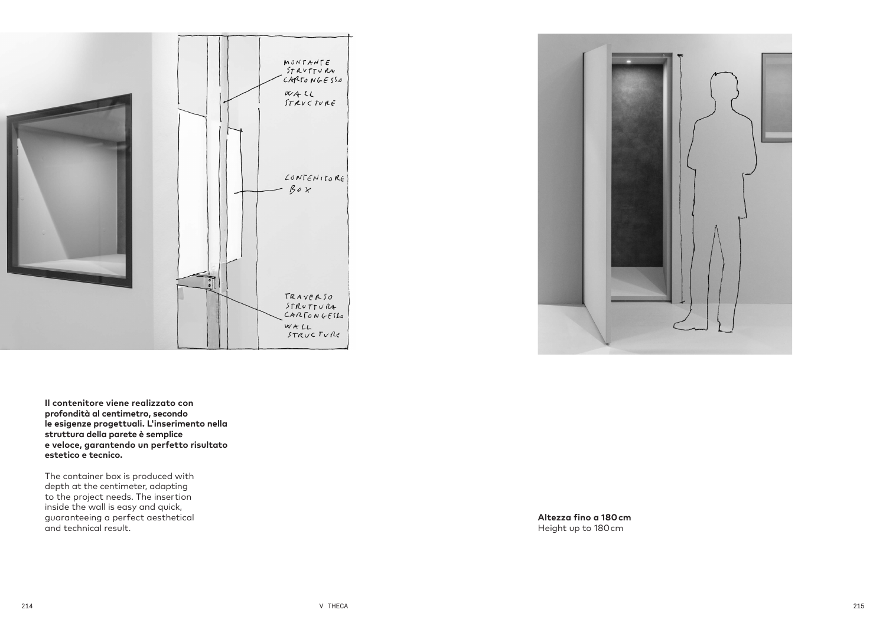**Il contenitore viene realizzato con profondità al centimetro, secondo le esigenze progettuali. L'inserimento nella struttura della parete è semplice e veloce, garantendo un perfetto risultato estetico e tecnico.**

The container box is produced with depth at the centimeter, adapting to the project needs. The insertion inside the wall is easy and quick, guaranteeing a perfect aesthetical and technical result.

**Altezza fino a 180 cm**
Height up to 180 cm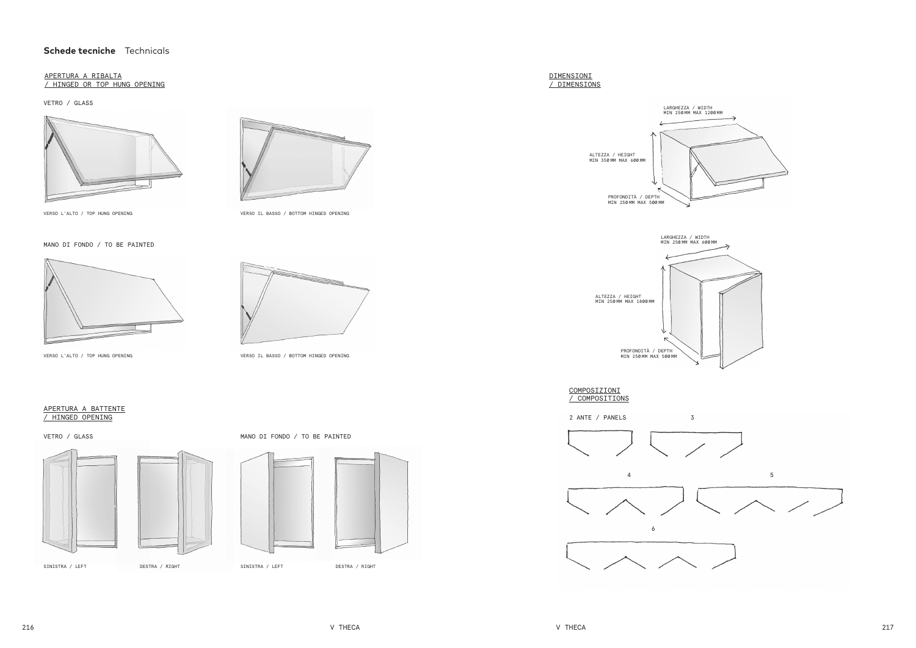**Schede tecniche** Technicals

APERTURA A RIBALTA
/ HINGED OR TOP HUNG OPENING

VETRO / GLASS

VERSO L'ALTO / TOP HUNG OPENING

VERSO IL BASSO / BOTTOM HINGED OPENING

MANO DI FONDO / TO BE PAINTED

VERSO L'ALTO / TOP HUNG OPENING

VERSO IL BASSO / BOTTOM HINGED OPENING

APERTURA A BATTENTE
/ HINGED OPENING

VETRO / GLASS

SINISTRA / LEFT

DESTRA / RIGHT

MANO DI FONDO / TO BE PAINTED

SINISTRA / LEFT

DESTRA / RIGHT

DIMENSIONI
/ DIMENSIONS

LARGHEZZA / WIDTH
MIN 250 MM MAX 1200 MM

ALTEZZA / HEIGHT
MIN 350 MM MAX 600 MM

PROFONDITÀ / DEPTH
MIN 250 MM MAX 500 MM

LARGHEZZA / WIDTH
MIN 250 MM MAX 600 MM

ALTEZZA / HEIGHT
MIN 250 MM MAX 1800 MM

PROFONDITÀ / DEPTH
MIN 250 MM MAX 500 MM

COMPOSIZIONI
/ COMPOSITIONS

2 ANTE / PANELS

3

4

5

6